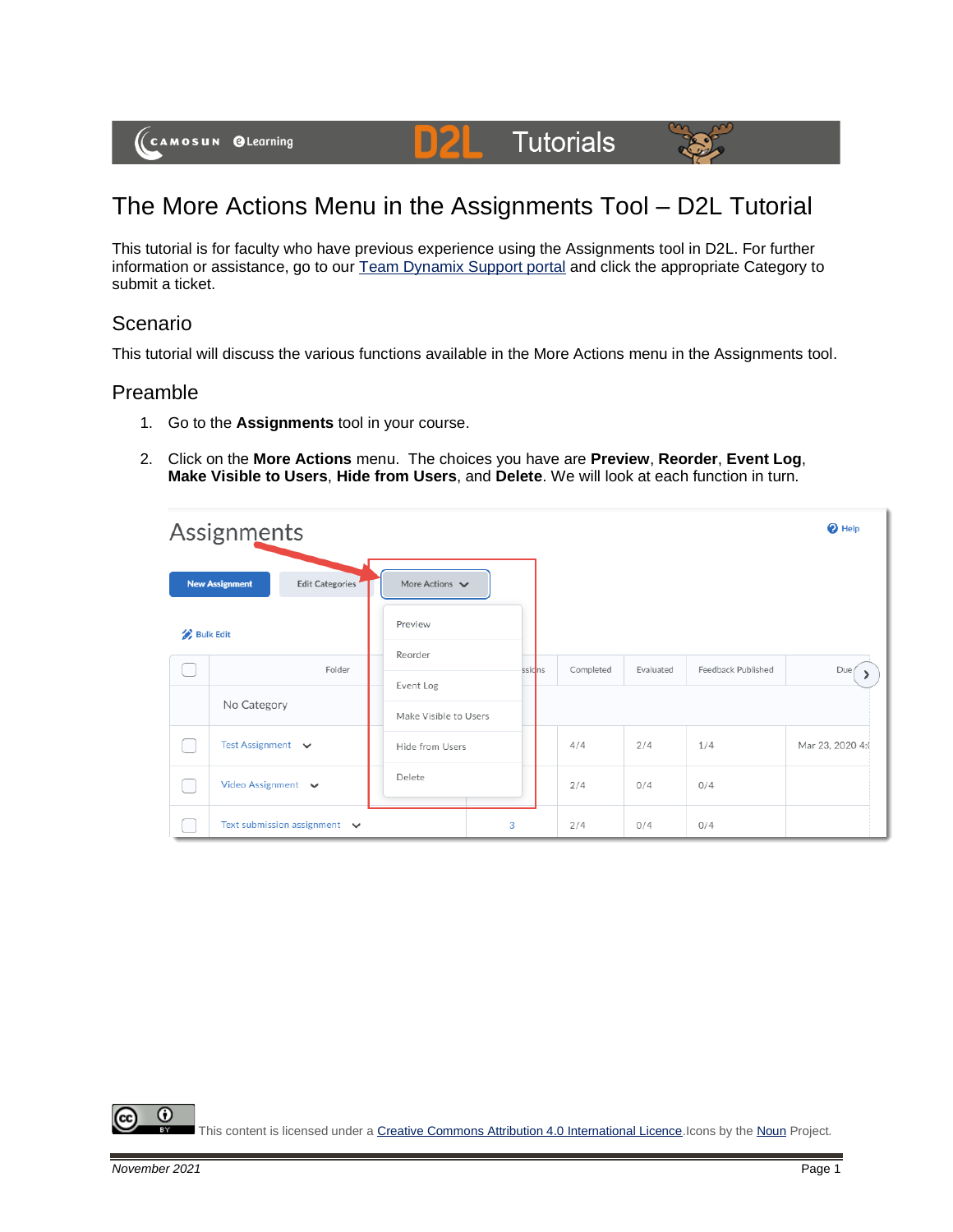# The More Actions Menu in the Assignments Tool – D2L Tutorial

This tutorial is for faculty who have previous experience using the Assignments tool in D2L. For further information or assistance, go to our [Team Dynamix Support portal]() and click the appropriate Category to submit a ticket.

## Scenario

This tutorial will discuss the various functions available in the More Actions menu in the Assignments tool.

## Preamble

1. Go to the **Assignments** tool in your course.
2. Click on the **More Actions** menu. The choices you have are **Preview**, **Reorder**, **Event Log**, **Make Visible to Users**, **Hide from Users**, and **Delete**. We will look at each function in turn.

This content is licensed under a [Creative Commons Attribution 4.0 International Licence](). Icons by the [Noun]() Project.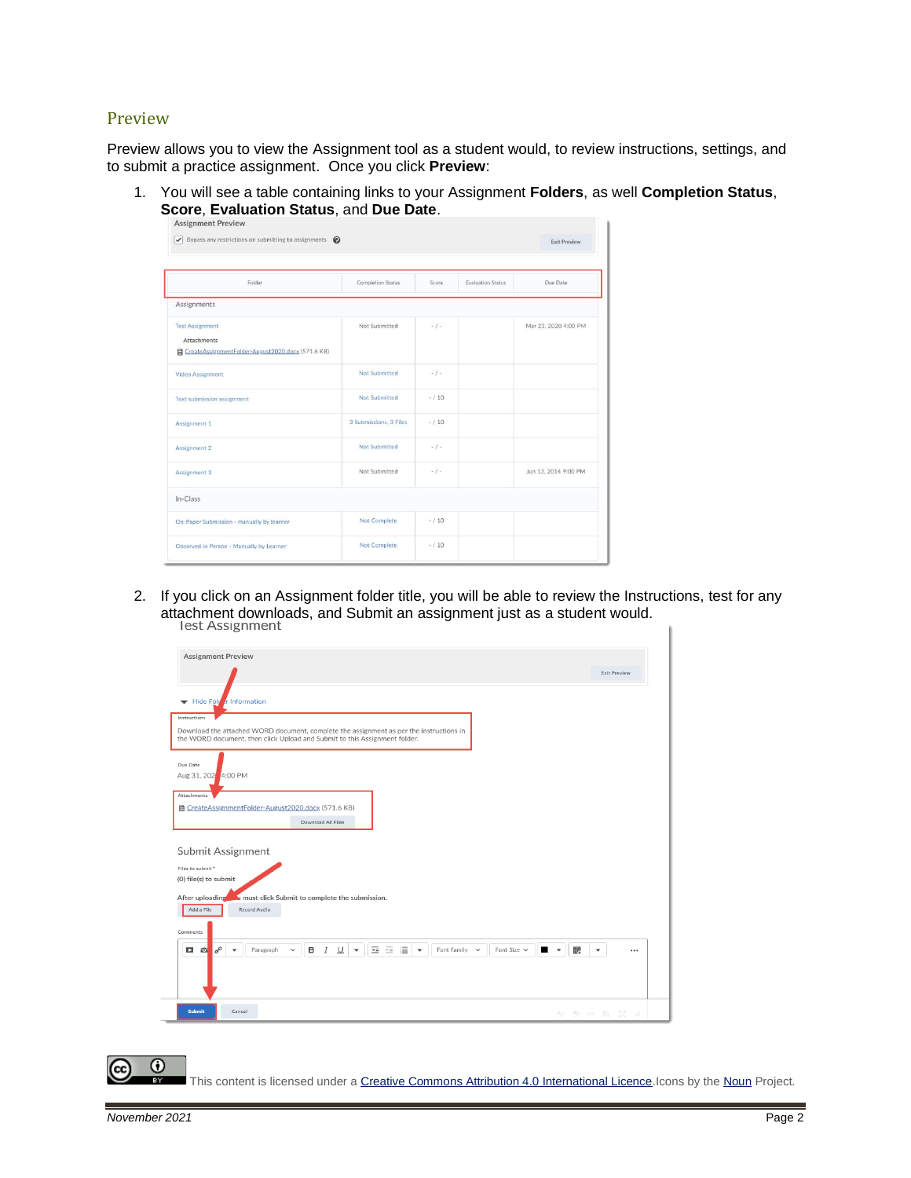## Preview

Preview allows you to view the Assignment tool as a student would, to review instructions, settings, and to submit a practice assignment. Once you click **Preview**:

1. You will see a table containing links to your Assignment **Folders**, as well **Completion Status**, **Score**, **Evaluation Status**, and **Due Date**.

2. If you click on an Assignment folder title, you will be able to review the Instructions, test for any attachment downloads, and Submit an assignment just as a student would.

This content is licensed under a Creative Commons Attribution 4.0 International Licence. Icons by the Noun Project.

*November 2021*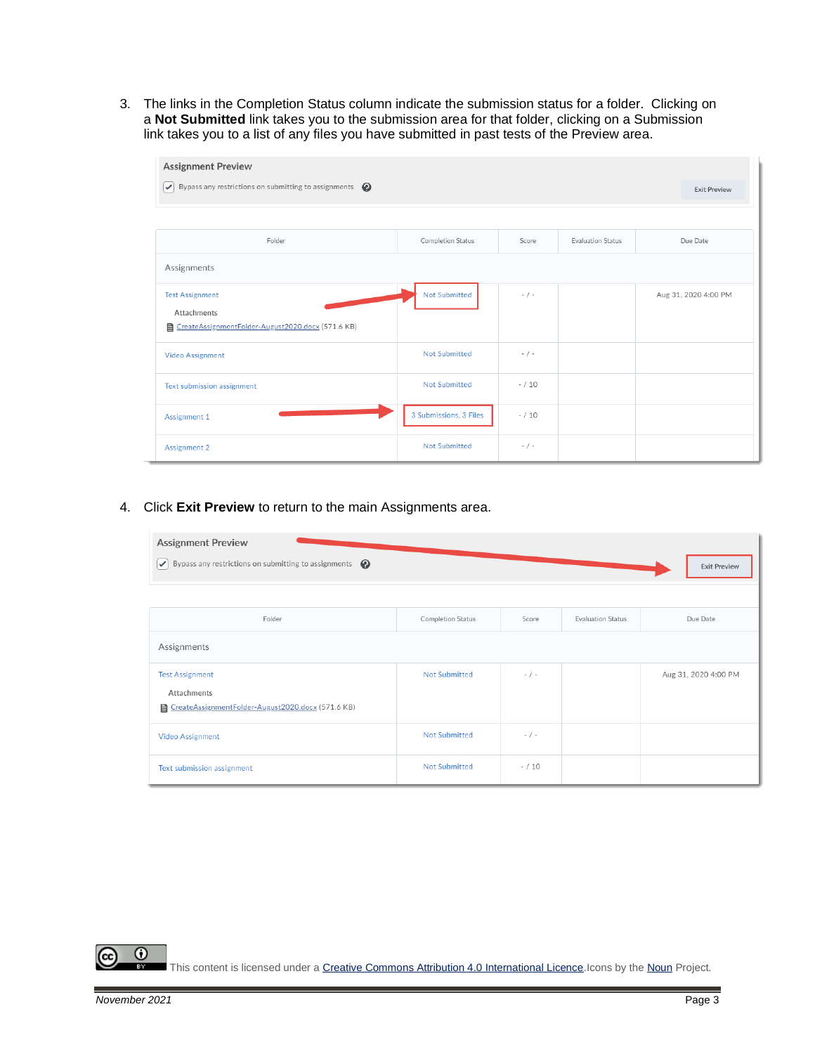3. The links in the Completion Status column indicate the submission status for a folder. Clicking on a **Not Submitted** link takes you to the submission area for that folder, clicking on a Submission link takes you to a list of any files you have submitted in past tests of the Preview area.

**Assignment Preview**

☑ Bypass any restrictions on submitting to assignments

Exit Preview

| Folder | Completion Status | Score | Evaluation Status | Due Date |
| --- | --- | --- | --- | --- |
| Assignments | | | | |
| Test Assignment<br>Attachments<br>CreateAssignmentFolder-August2020.docx (571.6 KB) | Not Submitted | - / - | | Aug 31, 2020 4:00 PM |
| Video Assignment | Not Submitted | - / - | | |
| Text submission assignment | Not Submitted | - / 10 | | |
| Assignment 1 | 3 Submissions, 3 Files | - / 10 | | |
| Assignment 2 | Not Submitted | - / - | | |

4. Click **Exit Preview** to return to the main Assignments area.

**Assignment Preview**

☑ Bypass any restrictions on submitting to assignments

Exit Preview

| Folder | Completion Status | Score | Evaluation Status | Due Date |
| --- | --- | --- | --- | --- |
| Assignments | | | | |
| Test Assignment<br>Attachments<br>CreateAssignmentFolder-August2020.docx (571.6 KB) | Not Submitted | - / - | | Aug 31, 2020 4:00 PM |
| Video Assignment | Not Submitted | - / - | | |
| Text submission assignment | Not Submitted | - / 10 | | |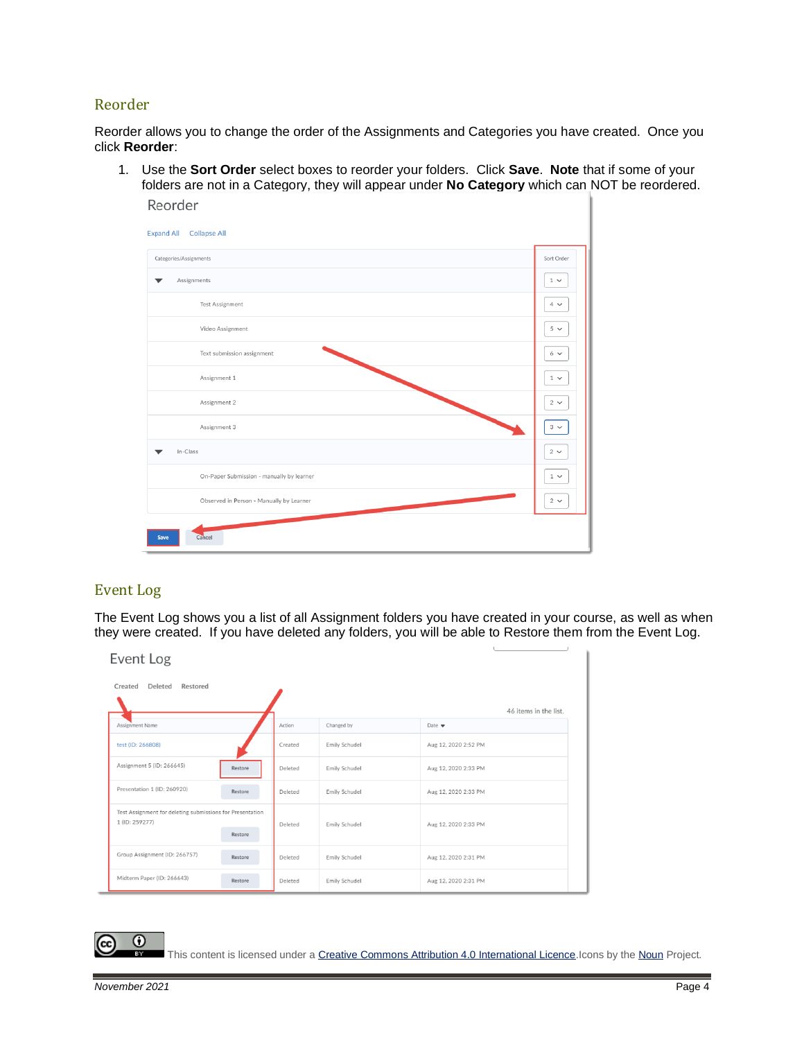## Reorder

Reorder allows you to change the order of the Assignments and Categories you have created. Once you click **Reorder**:

1. Use the **Sort Order** select boxes to reorder your folders. Click **Save**. **Note** that if some of your folders are not in a Category, they will appear under **No Category** which can NOT be reordered.

## Event Log

The Event Log shows you a list of all Assignment folders you have created in your course, as well as when they were created. If you have deleted any folders, you will be able to Restore them from the Event Log.

This content is licensed under a Creative Commons Attribution 4.0 International Licence. Icons by the Noun Project.

*November 2021*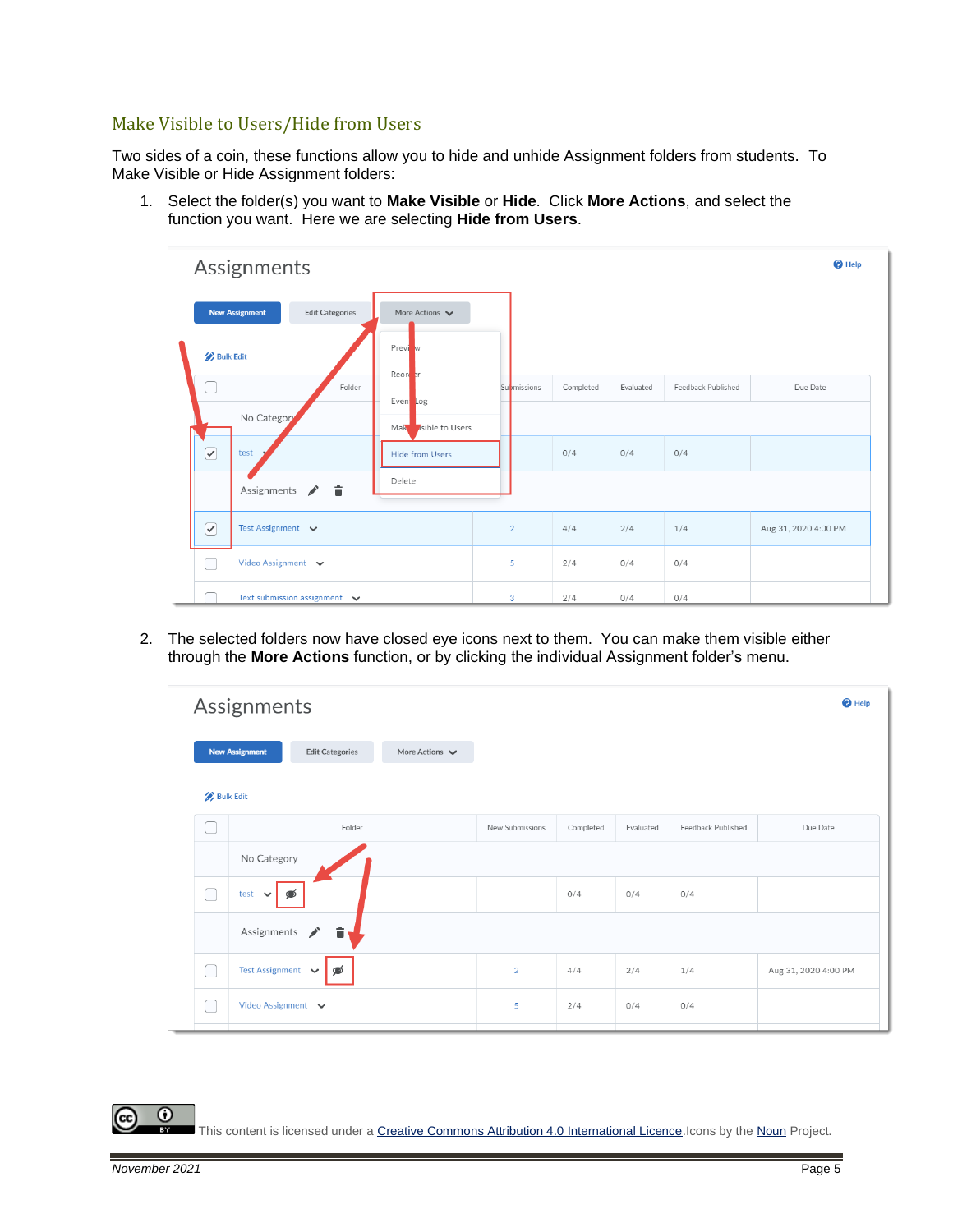## Make Visible to Users/Hide from Users

Two sides of a coin, these functions allow you to hide and unhide Assignment folders from students. To Make Visible or Hide Assignment folders:

1. Select the folder(s) you want to **Make Visible** or **Hide**. Click **More Actions**, and select the function you want. Here we are selecting **Hide from Users**.

2. The selected folders now have closed eye icons next to them. You can make them visible either through the **More Actions** function, or by clicking the individual Assignment folder's menu.

This content is licensed under a Creative Commons Attribution 4.0 International Licence. Icons by the Noun Project.

*November 2021*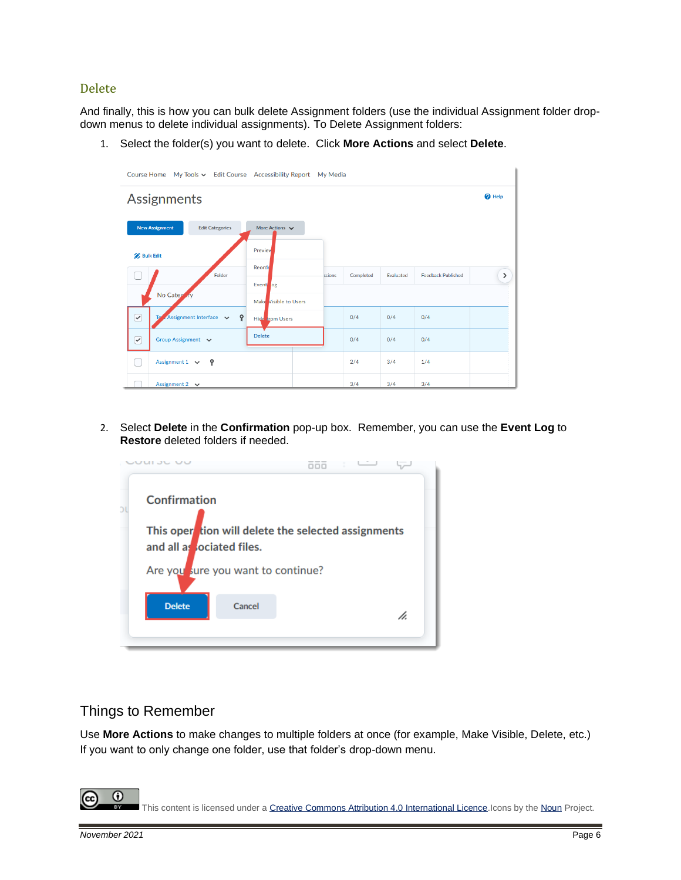## Delete

And finally, this is how you can bulk delete Assignment folders (use the individual Assignment folder drop-down menus to delete individual assignments). To Delete Assignment folders:

1. Select the folder(s) you want to delete. Click **More Actions** and select **Delete**.

2. Select **Delete** in the **Confirmation** pop-up box. Remember, you can use the **Event Log** to **Restore** deleted folders if needed.

## Things to Remember

Use **More Actions** to make changes to multiple folders at once (for example, Make Visible, Delete, etc.) If you want to only change one folder, use that folder's drop-down menu.

This content is licensed under a Creative Commons Attribution 4.0 International Licence. Icons by the Noun Project.

*November 2021*